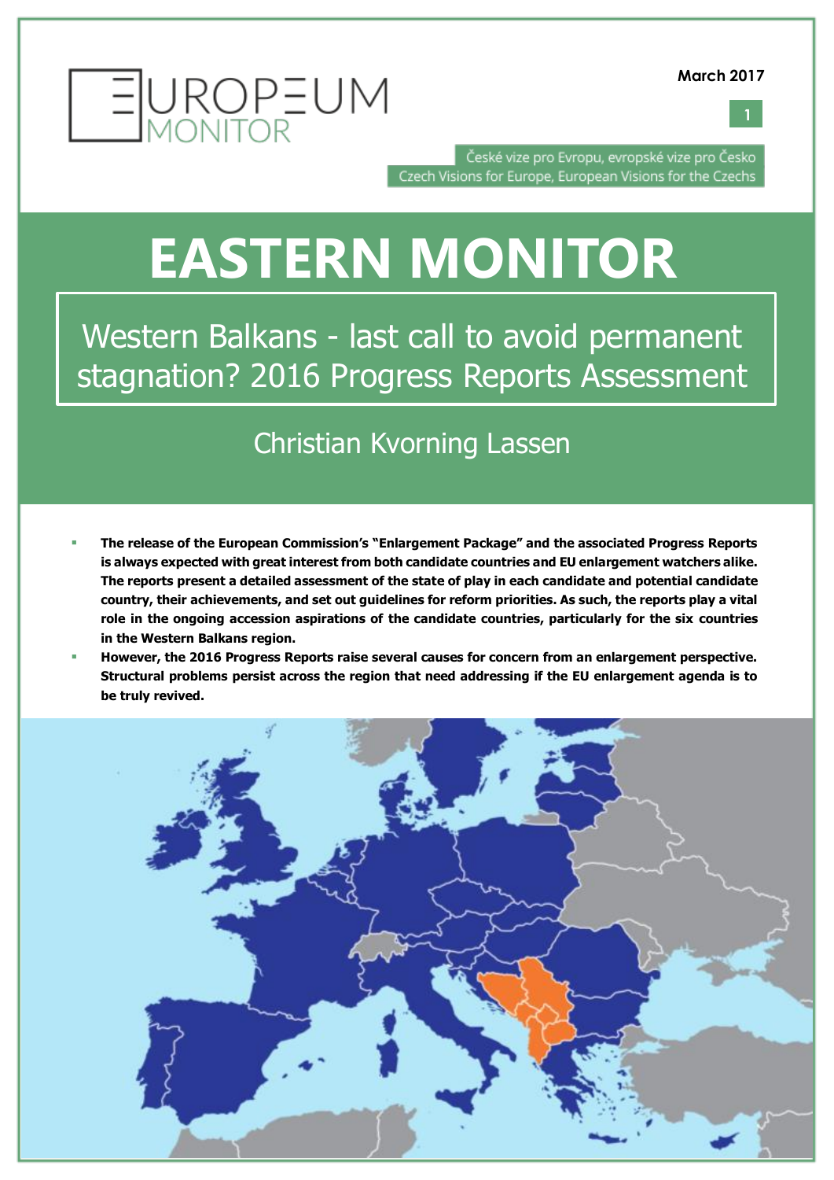EUROPEUM MONITOR

March 2017

České vize pro Evropu, evropské vize pro Česko
Czech Visions for Europe, European Visions for the Czechs

# EASTERN MONITOR

## Western Balkans - last call to avoid permanent stagnation? 2016 Progress Reports Assessment

Christian Kvorning Lassen

- **The release of the European Commission's "Enlargement Package" and the associated Progress Reports is always expected with great interest from both candidate countries and EU enlargement watchers alike. The reports present a detailed assessment of the state of play in each candidate and potential candidate country, their achievements, and set out guidelines for reform priorities. As such, the reports play a vital role in the ongoing accession aspirations of the candidate countries, particularly for the six countries in the Western Balkans region.**
- **However, the 2016 Progress Reports raise several causes for concern from an enlargement perspective. Structural problems persist across the region that need addressing if the EU enlargement agenda is to be truly revived.**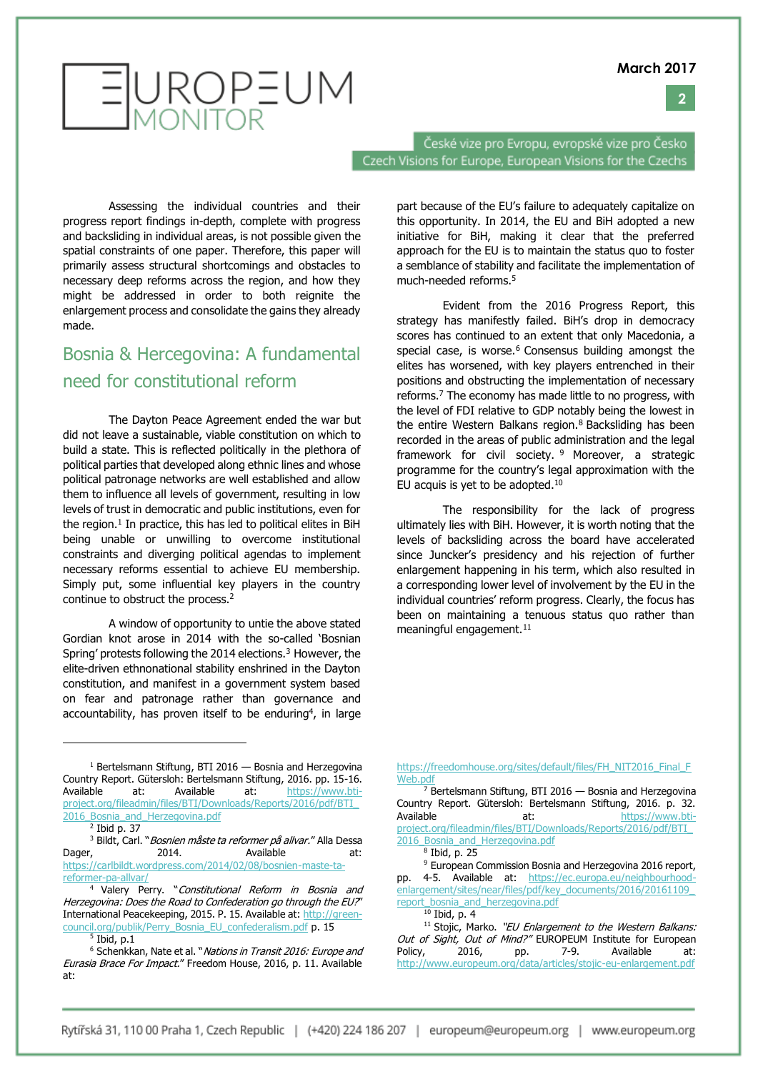Assessing the individual countries and their progress report findings in-depth, complete with progress and backsliding in individual areas, is not possible given the spatial constraints of one paper. Therefore, this paper will primarily assess structural shortcomings and obstacles to necessary deep reforms across the region, and how they might be addressed in order to both reignite the enlargement process and consolidate the gains they already made.

## Bosnia & Hercegovina: A fundamental need for constitutional reform

The Dayton Peace Agreement ended the war but did not leave a sustainable, viable constitution on which to build a state. This is reflected politically in the plethora of political parties that developed along ethnic lines and whose political patronage networks are well established and allow them to influence all levels of government, resulting in low levels of trust in democratic and public institutions, even for the region.[1] In practice, this has led to political elites in BiH being unable or unwilling to overcome institutional constraints and diverging political agendas to implement necessary reforms essential to achieve EU membership. Simply put, some influential key players in the country continue to obstruct the process.[2]

A window of opportunity to untie the above stated Gordian knot arose in 2014 with the so-called 'Bosnian Spring' protests following the 2014 elections.[3] However, the elite-driven ethnonational stability enshrined in the Dayton constitution, and manifest in a government system based on fear and patronage rather than governance and accountability, has proven itself to be enduring[4], in large part because of the EU's failure to adequately capitalize on this opportunity. In 2014, the EU and BiH adopted a new initiative for BiH, making it clear that the preferred approach for the EU is to maintain the status quo to foster a semblance of stability and facilitate the implementation of much-needed reforms.[5]

Evident from the 2016 Progress Report, this strategy has manifestly failed. BiH's drop in democracy scores has continued to an extent that only Macedonia, a special case, is worse.[6] Consensus building amongst the elites has worsened, with key players entrenched in their positions and obstructing the implementation of necessary reforms.[7] The economy has made little to no progress, with the level of FDI relative to GDP notably being the lowest in the entire Western Balkans region.[8] Backsliding has been recorded in the areas of public administration and the legal framework for civil society.[9] Moreover, a strategic programme for the country's legal approximation with the EU acquis is yet to be adopted.[10]

The responsibility for the lack of progress ultimately lies with BiH. However, it is worth noting that the levels of backsliding across the board have accelerated since Juncker's presidency and his rejection of further enlargement happening in his term, which also resulted in a corresponding lower level of involvement by the EU in the individual countries' reform progress. Clearly, the focus has been on maintaining a tenuous status quo rather than meaningful engagement.[11]

---

[1] Bertelsmann Stiftung, BTI 2016 — Bosnia and Herzegovina Country Report. Gütersloh: Bertelsmann Stiftung, 2016. pp. 15-16. Available at: Available at: https://www.bti-project.org/fileadmin/files/BTI/Downloads/Reports/2016/pdf/BTI_2016_Bosnia_and_Herzegovina.pdf

[2] Ibid p. 37

[3] Bildt, Carl. "*Bosnien måste ta reformer på allvar.*" Alla Dessa Dager, 2014. Available at: https://carlbildt.wordpress.com/2014/02/08/bosnien-maste-ta-reformer-pa-allvar/

[4] Valery Perry. "*Constitutional Reform in Bosnia and Herzegovina: Does the Road to Confederation go through the EU?*" International Peacekeeping, 2015. P. 15. Available at: http://green-council.org/publik/Perry_Bosnia_EU_confederalism.pdf p. 15

[5] Ibid, p.1

[6] Schenkkan, Nate et al. "*Nations in Transit 2016: Europe and Eurasia Brace For Impact.*" Freedom House, 2016, p. 11. Available at: https://freedomhouse.org/sites/default/files/FH_NIT2016_Final_FWeb.pdf

[7] Bertelsmann Stiftung, BTI 2016 — Bosnia and Herzegovina Country Report. Gütersloh: Bertelsmann Stiftung, 2016. p. 32. Available at: https://www.bti-project.org/fileadmin/files/BTI/Downloads/Reports/2016/pdf/BTI_2016_Bosnia_and_Herzegovina.pdf

[8] Ibid, p. 25

[9] European Commission Bosnia and Herzegovina 2016 report, pp. 4-5. Available at: https://ec.europa.eu/neighbourhood-enlargement/sites/near/files/pdf/key_documents/2016/20161109_report_bosnia_and_herzegovina.pdf

[10] Ibid, p. 4

[11] Stojic, Marko. *"EU Enlargement to the Western Balkans: Out of Sight, Out of Mind?"* EUROPEUM Institute for European Policy, 2016, pp. 7-9. Available at: http://www.europeum.org/data/articles/stojic-eu-enlargement.pdf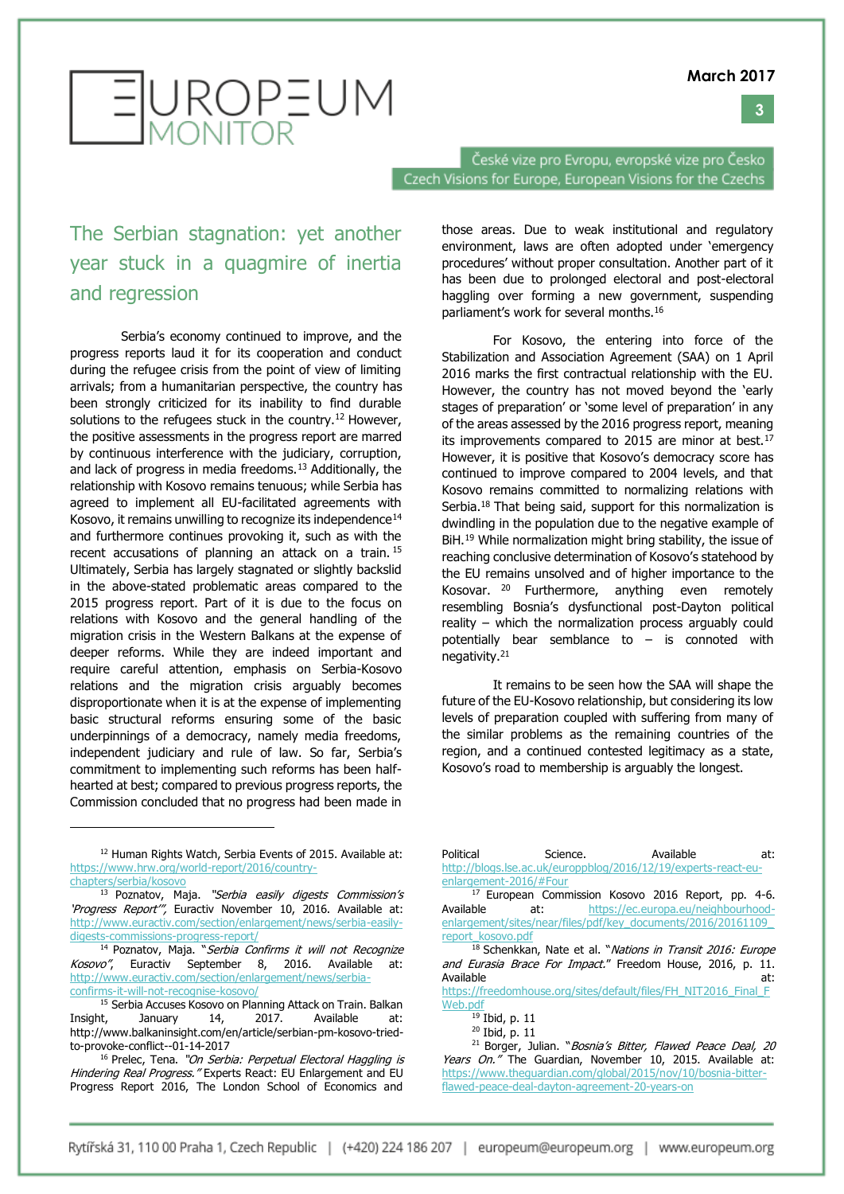## The Serbian stagnation: yet another year stuck in a quagmire of inertia and regression

Serbia's economy continued to improve, and the progress reports laud it for its cooperation and conduct during the refugee crisis from the point of view of limiting arrivals; from a humanitarian perspective, the country has been strongly criticized for its inability to find durable solutions to the refugees stuck in the country.[12] However, the positive assessments in the progress report are marred by continuous interference with the judiciary, corruption, and lack of progress in media freedoms.[13] Additionally, the relationship with Kosovo remains tenuous; while Serbia has agreed to implement all EU-facilitated agreements with Kosovo, it remains unwilling to recognize its independence[14] and furthermore continues provoking it, such as with the recent accusations of planning an attack on a train.[15] Ultimately, Serbia has largely stagnated or slightly backslid in the above-stated problematic areas compared to the 2015 progress report. Part of it is due to the focus on relations with Kosovo and the general handling of the migration crisis in the Western Balkans at the expense of deeper reforms. While they are indeed important and require careful attention, emphasis on Serbia-Kosovo relations and the migration crisis arguably becomes disproportionate when it is at the expense of implementing basic structural reforms ensuring some of the basic underpinnings of a democracy, namely media freedoms, independent judiciary and rule of law. So far, Serbia's commitment to implementing such reforms has been half-hearted at best; compared to previous progress reports, the Commission concluded that no progress had been made in those areas. Due to weak institutional and regulatory environment, laws are often adopted under 'emergency procedures' without proper consultation. Another part of it has been due to prolonged electoral and post-electoral haggling over forming a new government, suspending parliament's work for several months.[16]

For Kosovo, the entering into force of the Stabilization and Association Agreement (SAA) on 1 April 2016 marks the first contractual relationship with the EU. However, the country has not moved beyond the 'early stages of preparation' or 'some level of preparation' in any of the areas assessed by the 2016 progress report, meaning its improvements compared to 2015 are minor at best.[17] However, it is positive that Kosovo's democracy score has continued to improve compared to 2004 levels, and that Kosovo remains committed to normalizing relations with Serbia.[18] That being said, support for this normalization is dwindling in the population due to the negative example of BiH.[19] While normalization might bring stability, the issue of reaching conclusive determination of Kosovo's statehood by the EU remains unsolved and of higher importance to the Kosovar.[20] Furthermore, anything even remotely resembling Bosnia's dysfunctional post-Dayton political reality – which the normalization process arguably could potentially bear semblance to – is connoted with negativity.[21]

It remains to be seen how the SAA will shape the future of the EU-Kosovo relationship, but considering its low levels of preparation coupled with suffering from many of the similar problems as the remaining countries of the region, and a continued contested legitimacy as a state, Kosovo's road to membership is arguably the longest.

---

[12] Human Rights Watch, Serbia Events of 2015. Available at: https://www.hrw.org/world-report/2016/country-chapters/serbia/kosovo

[13] Poznatov, Maja. *"Serbia easily digests Commission's 'Progress Report'"*, Euractiv November 10, 2016. Available at: http://www.euractiv.com/section/enlargement/news/serbia-easily-digests-commissions-progress-report/

[14] Poznatov, Maja. "*Serbia Confirms it will not Recognize Kosovo*", Euractiv September 8, 2016. Available at: http://www.euractiv.com/section/enlargement/news/serbia-confirms-it-will-not-recognise-kosovo/

[15] Serbia Accuses Kosovo on Planning Attack on Train. Balkan Insight, January 14, 2017. Available at: http://www.balkaninsight.com/en/article/serbian-pm-kosovo-tried-to-provoke-conflict--01-14-2017

[16] Prelec, Tena. *"On Serbia: Perpetual Electoral Haggling is Hindering Real Progress."* Experts React: EU Enlargement and EU Progress Report 2016, The London School of Economics and Political Science. Available at: http://blogs.lse.ac.uk/europpblog/2016/12/19/experts-react-eu-enlargement-2016/#Four

[17] European Commission Kosovo 2016 Report, pp. 4-6. Available at: https://ec.europa.eu/neighbourhood-enlargement/sites/near/files/pdf/key_documents/2016/20161109_report_kosovo.pdf

[18] Schenkkan, Nate et al. "*Nations in Transit 2016: Europe and Eurasia Brace For Impact.*" Freedom House, 2016, p. 11. Available at: https://freedomhouse.org/sites/default/files/FH_NIT2016_Final_FWeb.pdf

[19] Ibid, p. 11

[20] Ibid, p. 11

[21] Borger, Julian. "*Bosnia's Bitter, Flawed Peace Deal, 20 Years On.*" The Guardian, November 10, 2015. Available at: https://www.theguardian.com/global/2015/nov/10/bosnia-bitter-flawed-peace-deal-dayton-agreement-20-years-on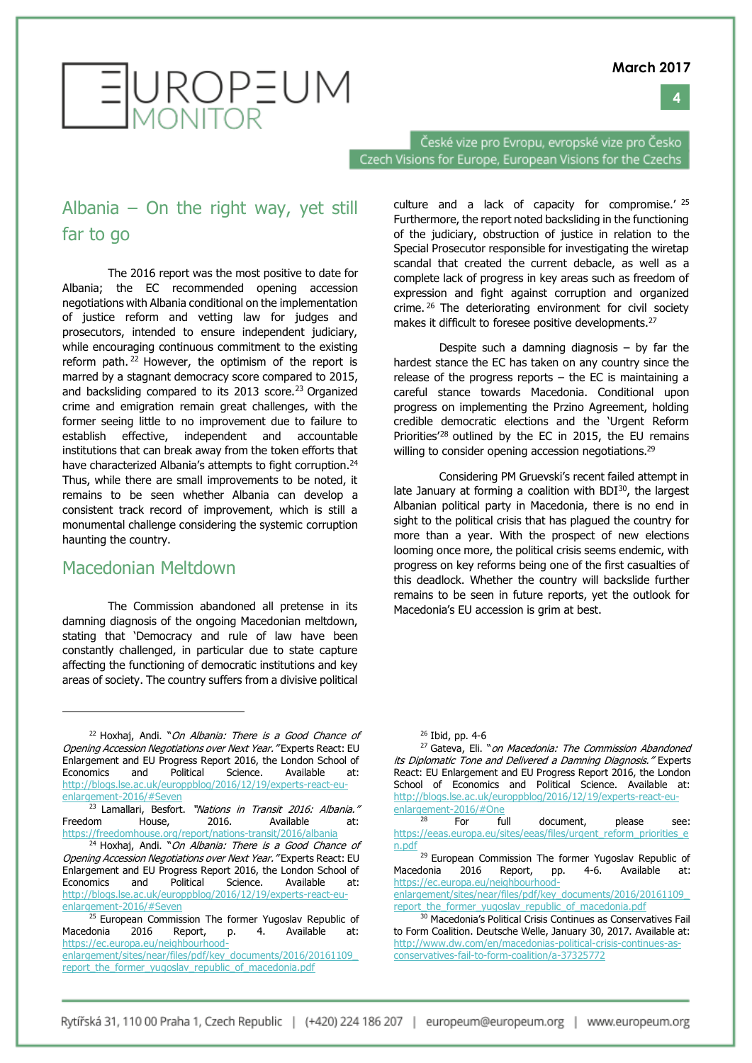## Albania – On the right way, yet still far to go

The 2016 report was the most positive to date for Albania; the EC recommended opening accession negotiations with Albania conditional on the implementation of justice reform and vetting law for judges and prosecutors, intended to ensure independent judiciary, while encouraging continuous commitment to the existing reform path.[22] However, the optimism of the report is marred by a stagnant democracy score compared to 2015, and backsliding compared to its 2013 score.[23] Organized crime and emigration remain great challenges, with the former seeing little to no improvement due to failure to establish effective, independent and accountable institutions that can break away from the token efforts that have characterized Albania's attempts to fight corruption.[24] Thus, while there are small improvements to be noted, it remains to be seen whether Albania can develop a consistent track record of improvement, which is still a monumental challenge considering the systemic corruption haunting the country.

## Macedonian Meltdown

The Commission abandoned all pretense in its damning diagnosis of the ongoing Macedonian meltdown, stating that 'Democracy and rule of law have been constantly challenged, in particular due to state capture affecting the functioning of democratic institutions and key areas of society. The country suffers from a divisive political culture and a lack of capacity for compromise.'[25] Furthermore, the report noted backsliding in the functioning of the judiciary, obstruction of justice in relation to the Special Prosecutor responsible for investigating the wiretap scandal that created the current debacle, as well as a complete lack of progress in key areas such as freedom of expression and fight against corruption and organized crime.[26] The deteriorating environment for civil society makes it difficult to foresee positive developments.[27]

Despite such a damning diagnosis – by far the hardest stance the EC has taken on any country since the release of the progress reports – the EC is maintaining a careful stance towards Macedonia. Conditional upon progress on implementing the Przino Agreement, holding credible democratic elections and the 'Urgent Reform Priorities'[28] outlined by the EC in 2015, the EU remains willing to consider opening accession negotiations.[29]

Considering PM Gruevski's recent failed attempt in late January at forming a coalition with BDI[30], the largest Albanian political party in Macedonia, there is no end in sight to the political crisis that has plagued the country for more than a year. With the prospect of new elections looming once more, the political crisis seems endemic, with progress on key reforms being one of the first casualties of this deadlock. Whether the country will backslide further remains to be seen in future reports, yet the outlook for Macedonia's EU accession is grim at best.

---

[22] Hoxhaj, Andi. *"On Albania: There is a Good Chance of Opening Accession Negotiations over Next Year."* Experts React: EU Enlargement and EU Progress Report 2016, the London School of Economics and Political Science. Available at: http://blogs.lse.ac.uk/europpblog/2016/12/19/experts-react-eu-enlargement-2016/#Seven

[23] Lamallari, Besfort. *"Nations in Transit 2016: Albania."* Freedom House, 2016. Available at: https://freedomhouse.org/report/nations-transit/2016/albania

[24] Hoxhaj, Andi. *"On Albania: There is a Good Chance of Opening Accession Negotiations over Next Year."* Experts React: EU Enlargement and EU Progress Report 2016, the London School of Economics and Political Science. Available at: http://blogs.lse.ac.uk/europpblog/2016/12/19/experts-react-eu-enlargement-2016/#Seven

[25] European Commission The former Yugoslav Republic of Macedonia 2016 Report, p. 4. Available at: https://ec.europa.eu/neighbourhood-enlargement/sites/near/files/pdf/key_documents/2016/20161109_report_the_former_yugoslav_republic_of_macedonia.pdf

[26] Ibid, pp. 4-6

[27] Gateva, Eli. *"on Macedonia: The Commission Abandoned its Diplomatic Tone and Delivered a Damning Diagnosis."* Experts React: EU Enlargement and EU Progress Report 2016, the London School of Economics and Political Science. Available at: http://blogs.lse.ac.uk/europpblog/2016/12/19/experts-react-eu-enlargement-2016/#One

[28] For full document, please see: https://eeas.europa.eu/sites/eeas/files/urgent_reform_priorities_en.pdf

[29] European Commission The former Yugoslav Republic of Macedonia 2016 Report, pp. 4-6. Available at: https://ec.europa.eu/neighbourhood-enlargement/sites/near/files/pdf/key_documents/2016/20161109_report_the_former_yugoslav_republic_of_macedonia.pdf

[30] Macedonia's Political Crisis Continues as Conservatives Fail to Form Coalition. Deutsche Welle, January 30, 2017. Available at: http://www.dw.com/en/macedonias-political-crisis-continues-as-conservatives-fail-to-form-coalition/a-37325772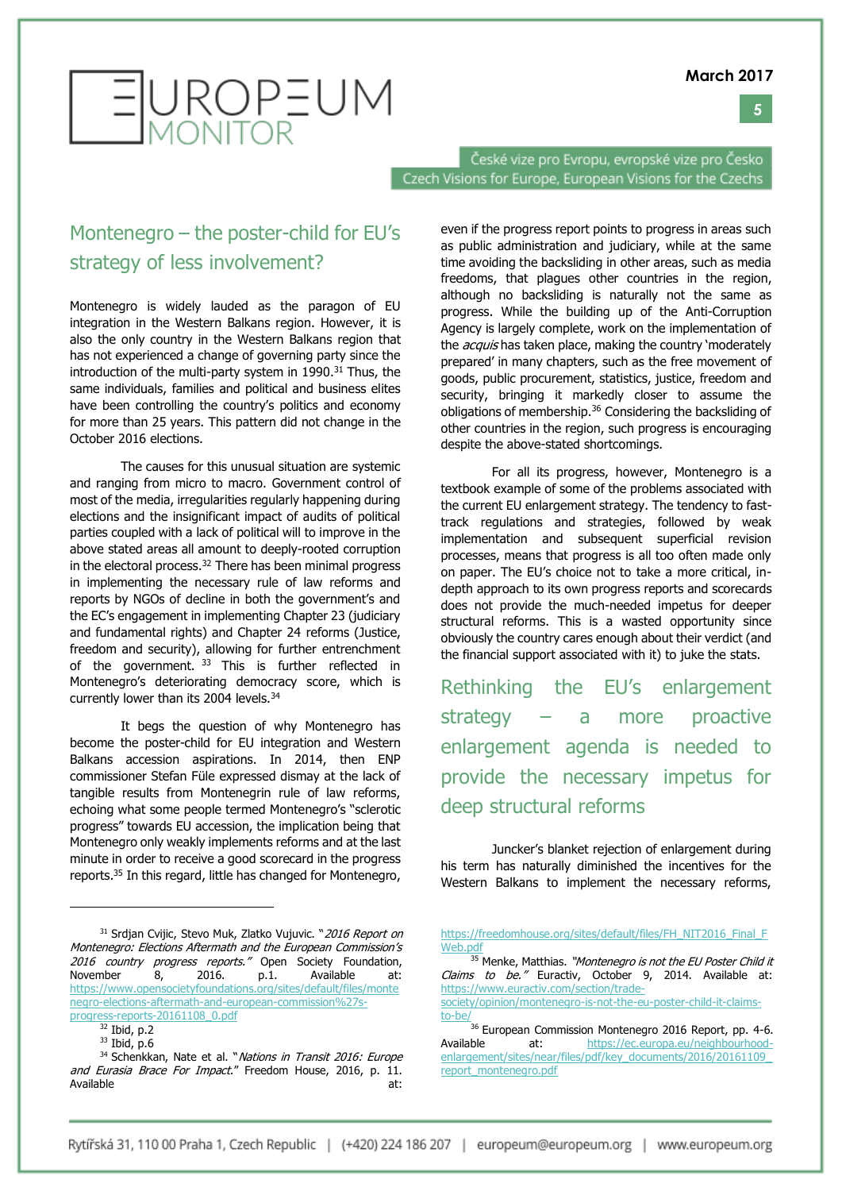## Montenegro – the poster-child for EU's strategy of less involvement?

Montenegro is widely lauded as the paragon of EU integration in the Western Balkans region. However, it is also the only country in the Western Balkans region that has not experienced a change of governing party since the introduction of the multi-party system in 1990.[31] Thus, the same individuals, families and political and business elites have been controlling the country's politics and economy for more than 25 years. This pattern did not change in the October 2016 elections.

The causes for this unusual situation are systemic and ranging from micro to macro. Government control of most of the media, irregularities regularly happening during elections and the insignificant impact of audits of political parties coupled with a lack of political will to improve in the above stated areas all amount to deeply-rooted corruption in the electoral process.[32] There has been minimal progress in implementing the necessary rule of law reforms and reports by NGOs of decline in both the government's and the EC's engagement in implementing Chapter 23 (judiciary and fundamental rights) and Chapter 24 reforms (Justice, freedom and security), allowing for further entrenchment of the government. [33] This is further reflected in Montenegro's deteriorating democracy score, which is currently lower than its 2004 levels.[34]

It begs the question of why Montenegro has become the poster-child for EU integration and Western Balkans accession aspirations. In 2014, then ENP commissioner Stefan Füle expressed dismay at the lack of tangible results from Montenegrin rule of law reforms, echoing what some people termed Montenegro's "sclerotic progress" towards EU accession, the implication being that Montenegro only weakly implements reforms and at the last minute in order to receive a good scorecard in the progress reports.[35] In this regard, little has changed for Montenegro, even if the progress report points to progress in areas such as public administration and judiciary, while at the same time avoiding the backsliding in other areas, such as media freedoms, that plagues other countries in the region, although no backsliding is naturally not the same as progress. While the building up of the Anti-Corruption Agency is largely complete, work on the implementation of the *acquis* has taken place, making the country 'moderately prepared' in many chapters, such as the free movement of goods, public procurement, statistics, justice, freedom and security, bringing it markedly closer to assume the obligations of membership.[36] Considering the backsliding of other countries in the region, such progress is encouraging despite the above-stated shortcomings.

For all its progress, however, Montenegro is a textbook example of some of the problems associated with the current EU enlargement strategy. The tendency to fast-track regulations and strategies, followed by weak implementation and subsequent superficial revision processes, means that progress is all too often made only on paper. The EU's choice not to take a more critical, in-depth approach to its own progress reports and scorecards does not provide the much-needed impetus for deeper structural reforms. This is a wasted opportunity since obviously the country cares enough about their verdict (and the financial support associated with it) to juke the stats.

## Rethinking the EU's enlargement strategy – a more proactive enlargement agenda is needed to provide the necessary impetus for deep structural reforms

Juncker's blanket rejection of enlargement during his term has naturally diminished the incentives for the Western Balkans to implement the necessary reforms,

---

[31] Srdjan Cvijic, Stevo Muk, Zlatko Vujuvic. "*2016 Report on Montenegro: Elections Aftermath and the European Commission's 2016 country progress reports.*" Open Society Foundation, November 8, 2016. p.1. Available at: https://www.opensocietyfoundations.org/sites/default/files/montenegro-elections-aftermath-and-european-commission%27s-progress-reports-20161108_0.pdf

[32] Ibid, p.2

[33] Ibid, p.6

[34] Schenkkan, Nate et al. "*Nations in Transit 2016: Europe and Eurasia Brace For Impact.*" Freedom House, 2016, p. 11. Available at: https://freedomhouse.org/sites/default/files/FH_NIT2016_Final_FWeb.pdf

[35] Menke, Matthias. *"Montenegro is not the EU Poster Child it Claims to be."* Euractiv, October 9, 2014. Available at: https://www.euractiv.com/section/trade-society/opinion/montenegro-is-not-the-eu-poster-child-it-claims-to-be/

[36] European Commission Montenegro 2016 Report, pp. 4-6. Available at: https://ec.europa.eu/neighbourhood-enlargement/sites/near/files/pdf/key_documents/2016/20161109_report_montenegro.pdf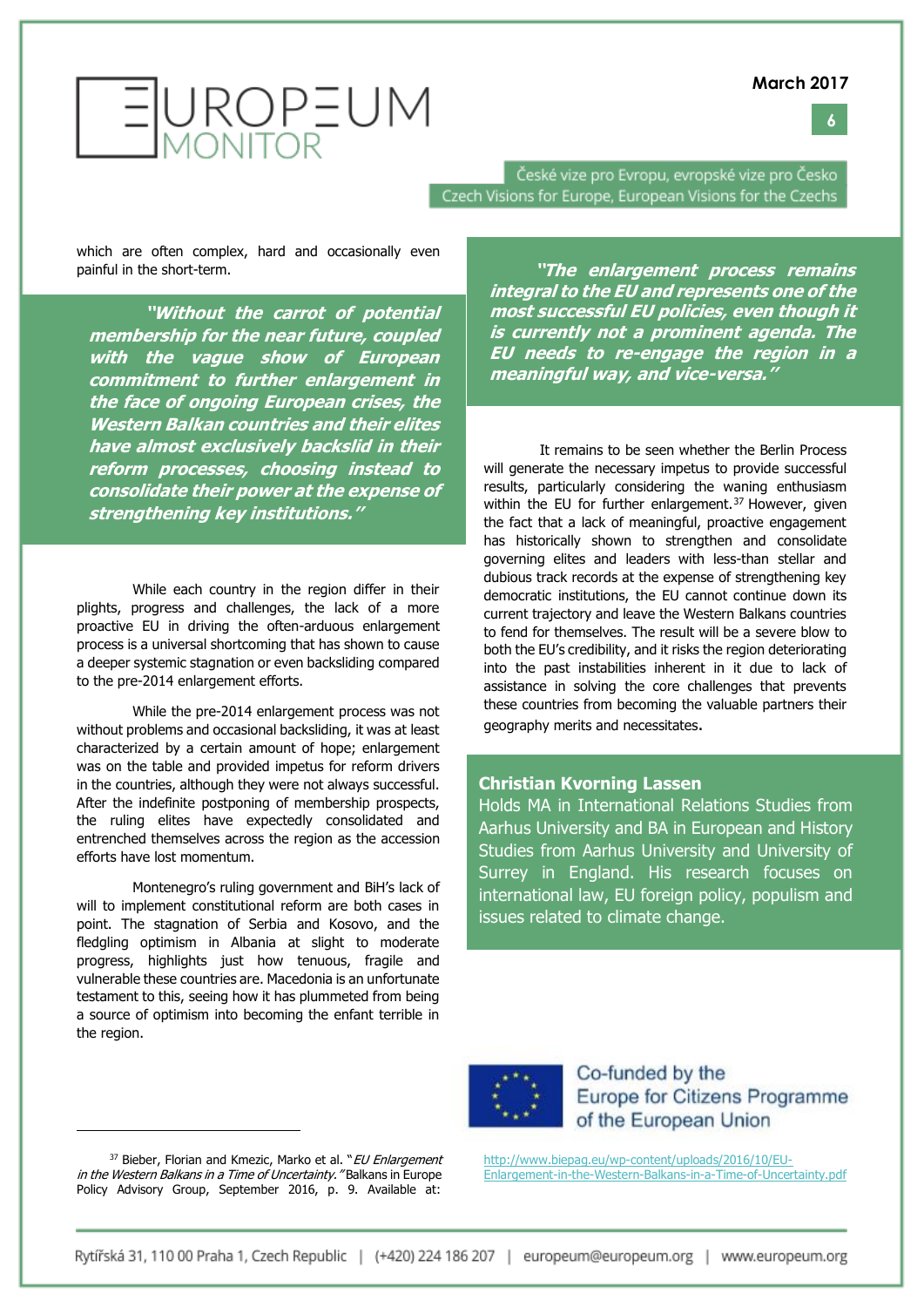which are often complex, hard and occasionally even painful in the short-term.

> ***"Without the carrot of potential membership for the near future, coupled with the vague show of European commitment to further enlargement in the face of ongoing European crises, the Western Balkan countries and their elites have almost exclusively backslid in their reform processes, choosing instead to consolidate their power at the expense of strengthening key institutions."***

While each country in the region differ in their plights, progress and challenges, the lack of a more proactive EU in driving the often-arduous enlargement process is a universal shortcoming that has shown to cause a deeper systemic stagnation or even backsliding compared to the pre-2014 enlargement efforts.

While the pre-2014 enlargement process was not without problems and occasional backsliding, it was at least characterized by a certain amount of hope; enlargement was on the table and provided impetus for reform drivers in the countries, although they were not always successful. After the indefinite postponing of membership prospects, the ruling elites have expectedly consolidated and entrenched themselves across the region as the accession efforts have lost momentum.

Montenegro's ruling government and BiH's lack of will to implement constitutional reform are both cases in point. The stagnation of Serbia and Kosovo, and the fledgling optimism in Albania at slight to moderate progress, highlights just how tenuous, fragile and vulnerable these countries are. Macedonia is an unfortunate testament to this, seeing how it has plummeted from being a source of optimism into becoming the enfant terrible in the region.

> ***"The enlargement process remains integral to the EU and represents one of the most successful EU policies, even though it is currently not a prominent agenda. The EU needs to re-engage the region in a meaningful way, and vice-versa."***

It remains to be seen whether the Berlin Process will generate the necessary impetus to provide successful results, particularly considering the waning enthusiasm within the EU for further enlargement.[37] However, given the fact that a lack of meaningful, proactive engagement has historically shown to strengthen and consolidate governing elites and leaders with less-than stellar and dubious track records at the expense of strengthening key democratic institutions, the EU cannot continue down its current trajectory and leave the Western Balkans countries to fend for themselves. The result will be a severe blow to both the EU's credibility, and it risks the region deteriorating into the past instabilities inherent in it due to lack of assistance in solving the core challenges that prevents these countries from becoming the valuable partners their geography merits and necessitates.

**Christian Kvorning Lassen**

Holds MA in International Relations Studies from Aarhus University and BA in European and History Studies from Aarhus University and University of Surrey in England. His research focuses on international law, EU foreign policy, populism and issues related to climate change.

Co-funded by the Europe for Citizens Programme of the European Union

---

[37] Bieber, Florian and Kmezic, Marko et al. "*EU Enlargement in the Western Balkans in a Time of Uncertainty.*" Balkans in Europe Policy Advisory Group, September 2016, p. 9. Available at: http://www.biepag.eu/wp-content/uploads/2016/10/EU-Enlargement-in-the-Western-Balkans-in-a-Time-of-Uncertainty.pdf